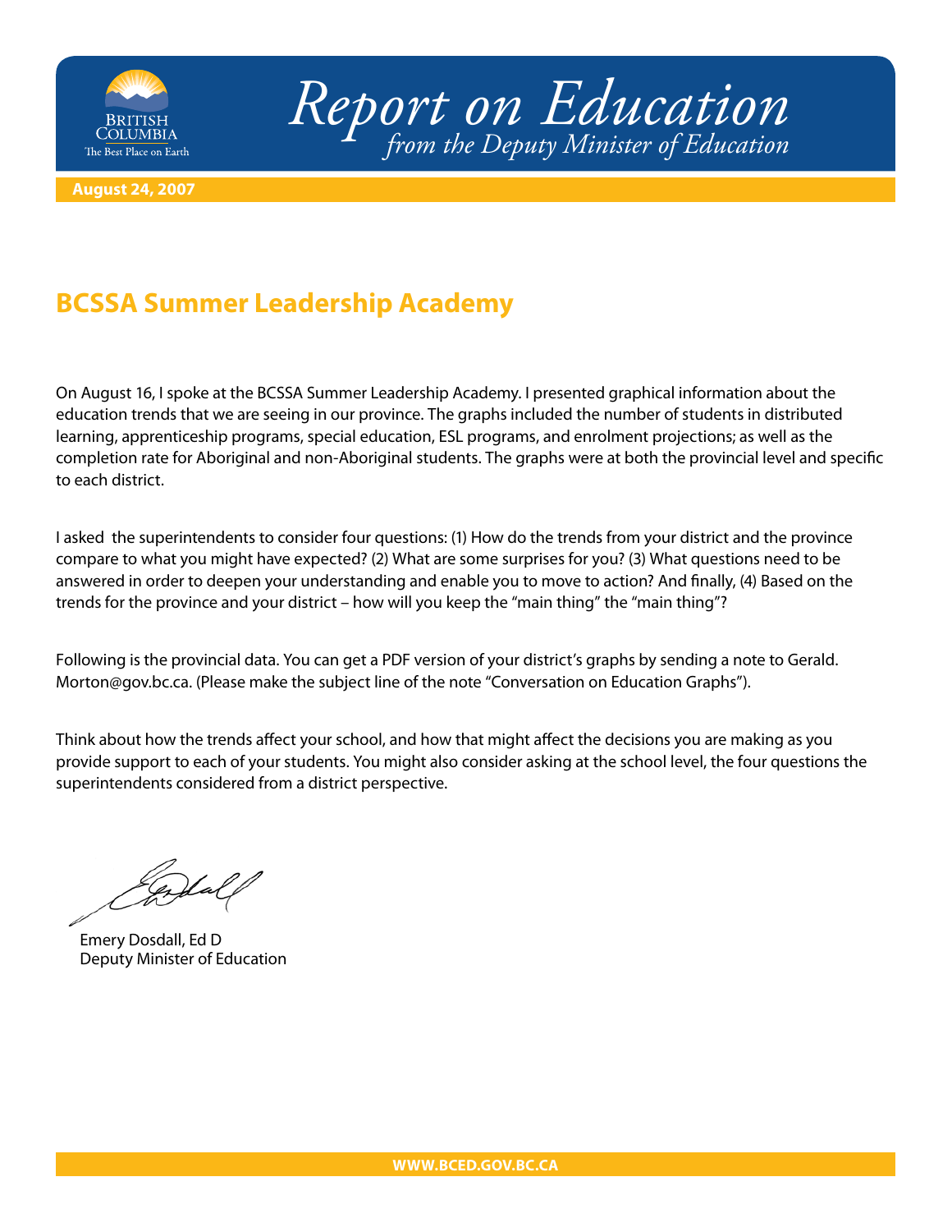# Report on Education
*from the Deputy Minister of Education*

**August 24, 2007**

## BCSSA Summer Leadership Academy

On August 16, I spoke at the BCSSA Summer Leadership Academy. I presented graphical information about the education trends that we are seeing in our province. The graphs included the number of students in distributed learning, apprenticeship programs, special education, ESL programs, and enrolment projections; as well as the completion rate for Aboriginal and non-Aboriginal students. The graphs were at both the provincial level and specific to each district.

I asked the superintendents to consider four questions: (1) How do the trends from your district and the province compare to what you might have expected? (2) What are some surprises for you? (3) What questions need to be answered in order to deepen your understanding and enable you to move to action? And finally, (4) Based on the trends for the province and your district – how will you keep the "main thing" the "main thing"?

Following is the provincial data. You can get a PDF version of your district's graphs by sending a note to Gerald.Morton@gov.bc.ca. (Please make the subject line of the note "Conversation on Education Graphs").

Think about how the trends affect your school, and how that might affect the decisions you are making as you provide support to each of your students. You might also consider asking at the school level, the four questions the superintendents considered from a district perspective.

Emery Dosdall, Ed D
Deputy Minister of Education

WWW.BCED.GOV.BC.CA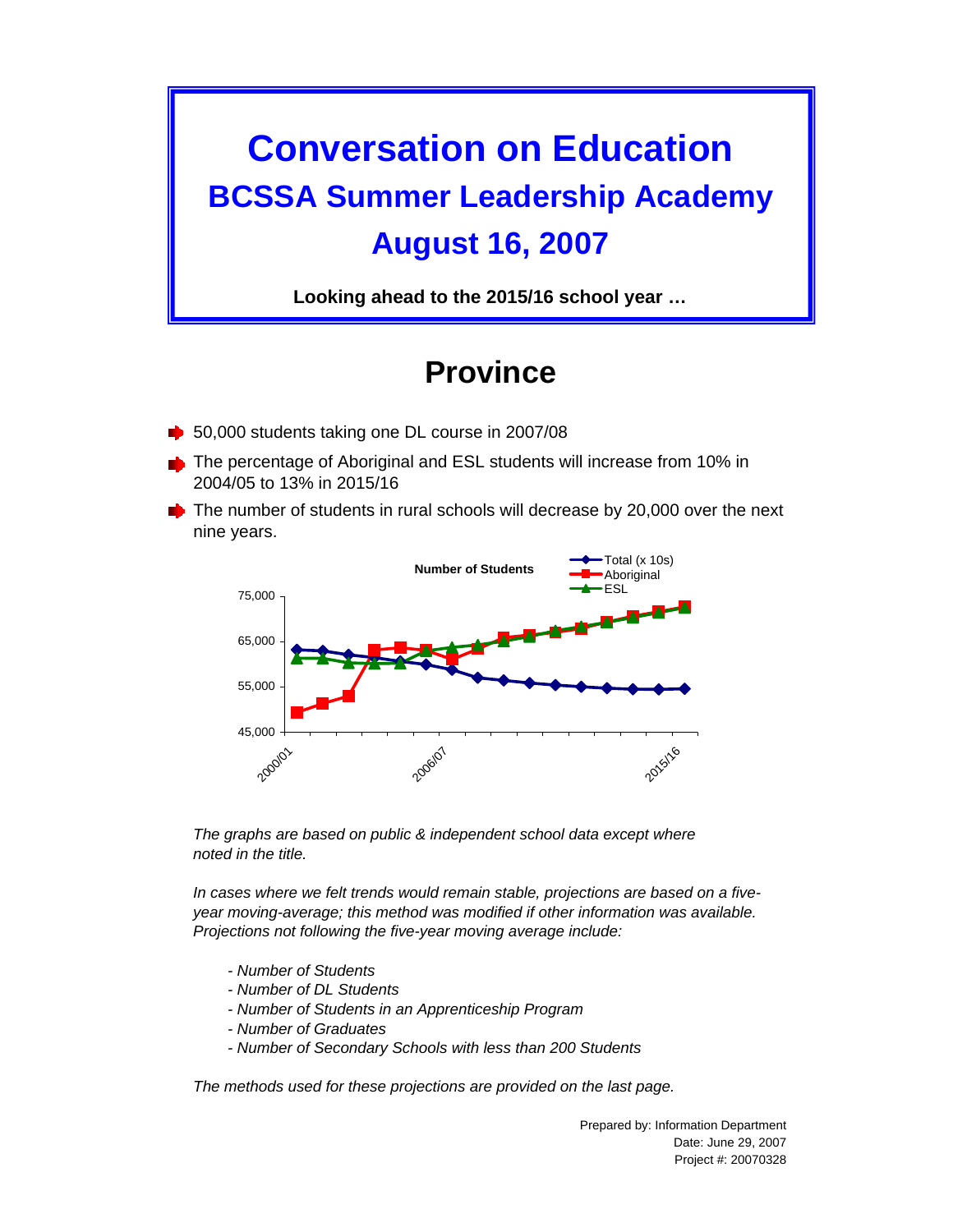# Conversation on Education

## BCSSA Summer Leadership Academy

## August 16, 2007

**Looking ahead to the 2015/16 school year …**

# Province

- 50,000 students taking one DL course in 2007/08
- The percentage of Aboriginal and ESL students will increase from 10% in 2004/05 to 13% in 2015/16
- The number of students in rural schools will decrease by 20,000 over the next nine years.

**Number of Students**

Legend: Total (x 10s), Aboriginal, ESL

Y-axis: 45,000 – 75,000; X-axis: 2000/01, 2006/07, 2015/16

*The graphs are based on public & independent school data except where noted in the title.*

*In cases where we felt trends would remain stable, projections are based on a five-year moving-average; this method was modified if other information was available. Projections not following the five-year moving average include:*

- *Number of Students*
- *Number of DL Students*
- *Number of Students in an Apprenticeship Program*
- *Number of Graduates*
- *Number of Secondary Schools with less than 200 Students*

*The methods used for these projections are provided on the last page.*

Prepared by: Information Department
Date: June 29, 2007
Project #: 20070328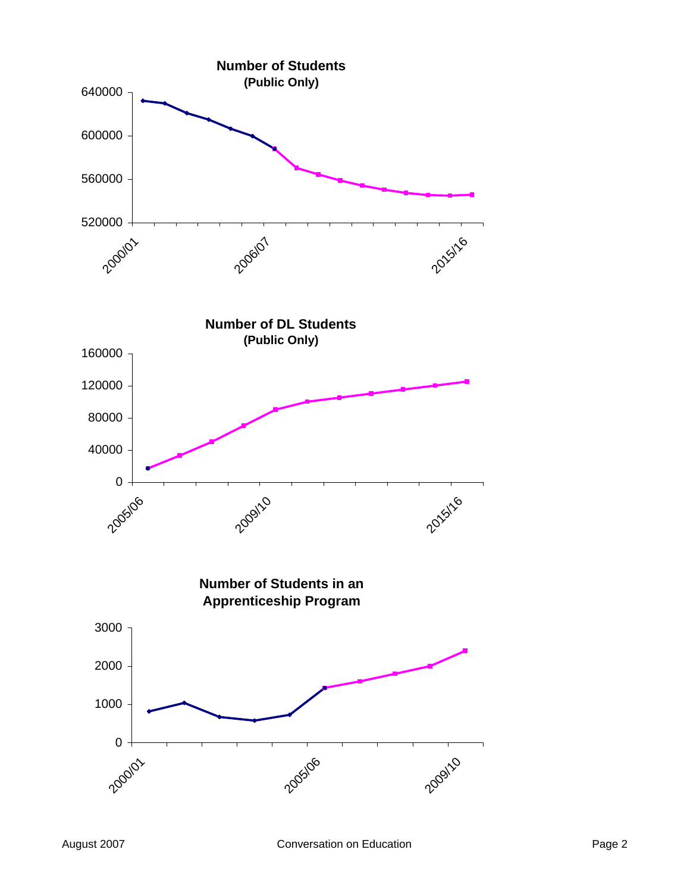**Number of Students**
**(Public Only)**

640000
600000
560000
520000

2000/01 2006/07 2015/16

**Number of DL Students**
**(Public Only)**

160000
120000
80000
40000
0

2005/06 2009/10 2015/16

**Number of Students in an Apprenticeship Program**

3000
2000
1000
0

2000/01 2005/06 2009/10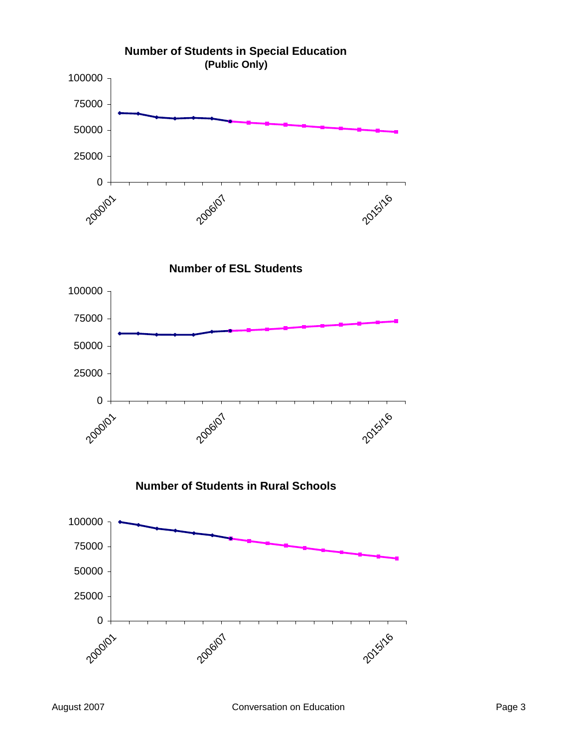**Number of Students in Special Education**
**(Public Only)**

100000
75000
50000
25000
0

2000/01 2006/07 2015/16

**Number of ESL Students**

100000
75000
50000
25000
0

2000/01 2006/07 2015/16

**Number of Students in Rural Schools**

100000
75000
50000
25000
0

2000/01 2006/07 2015/16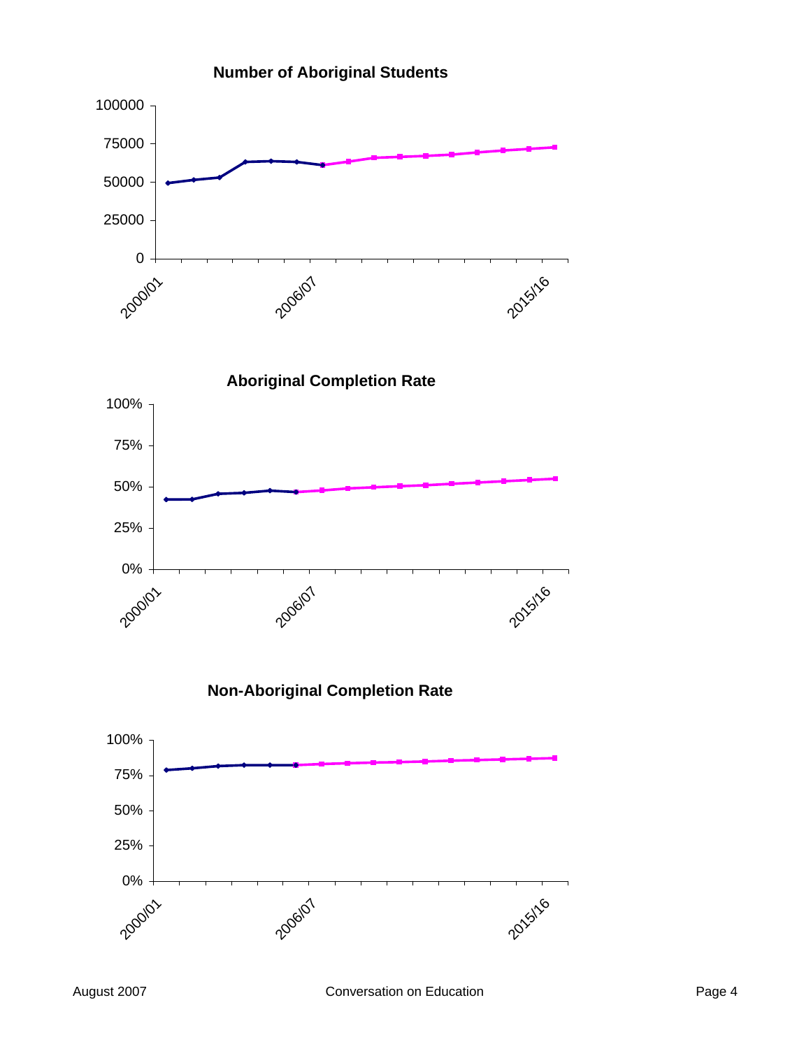**Number of Aboriginal Students**

**Aboriginal Completion Rate**

**Non-Aboriginal Completion Rate**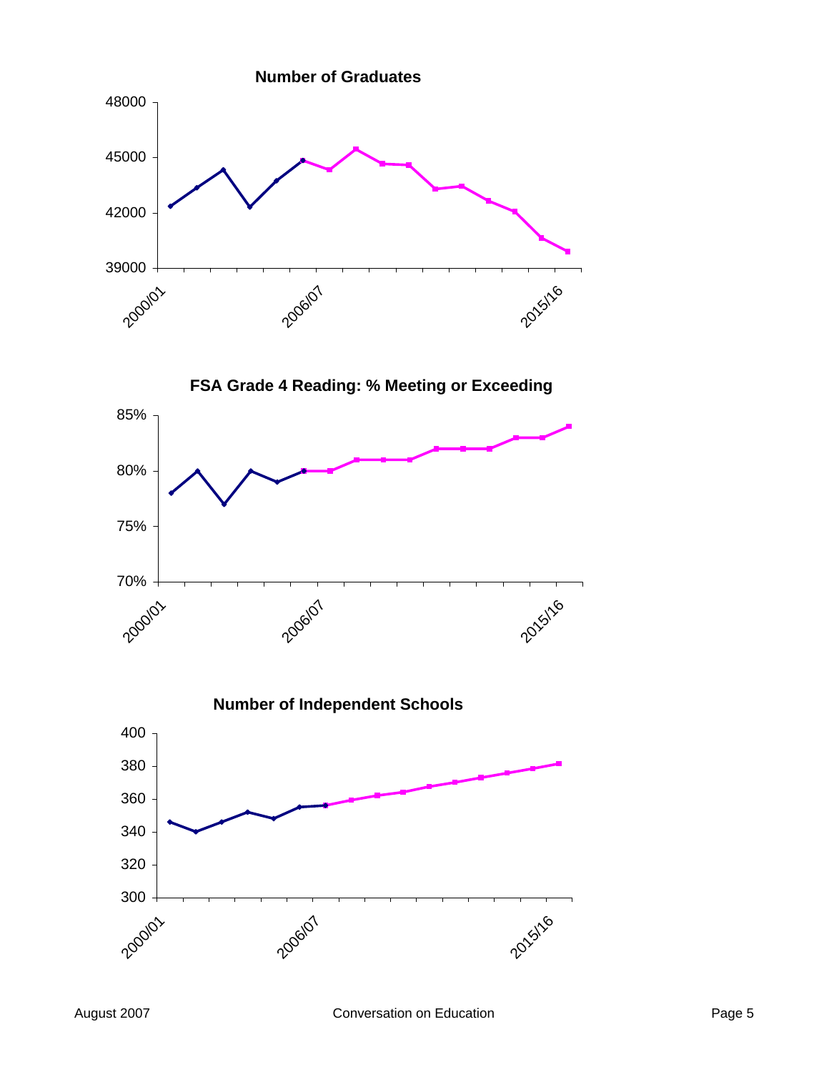**Number of Graduates**

**FSA Grade 4 Reading: % Meeting or Exceeding**

**Number of Independent Schools**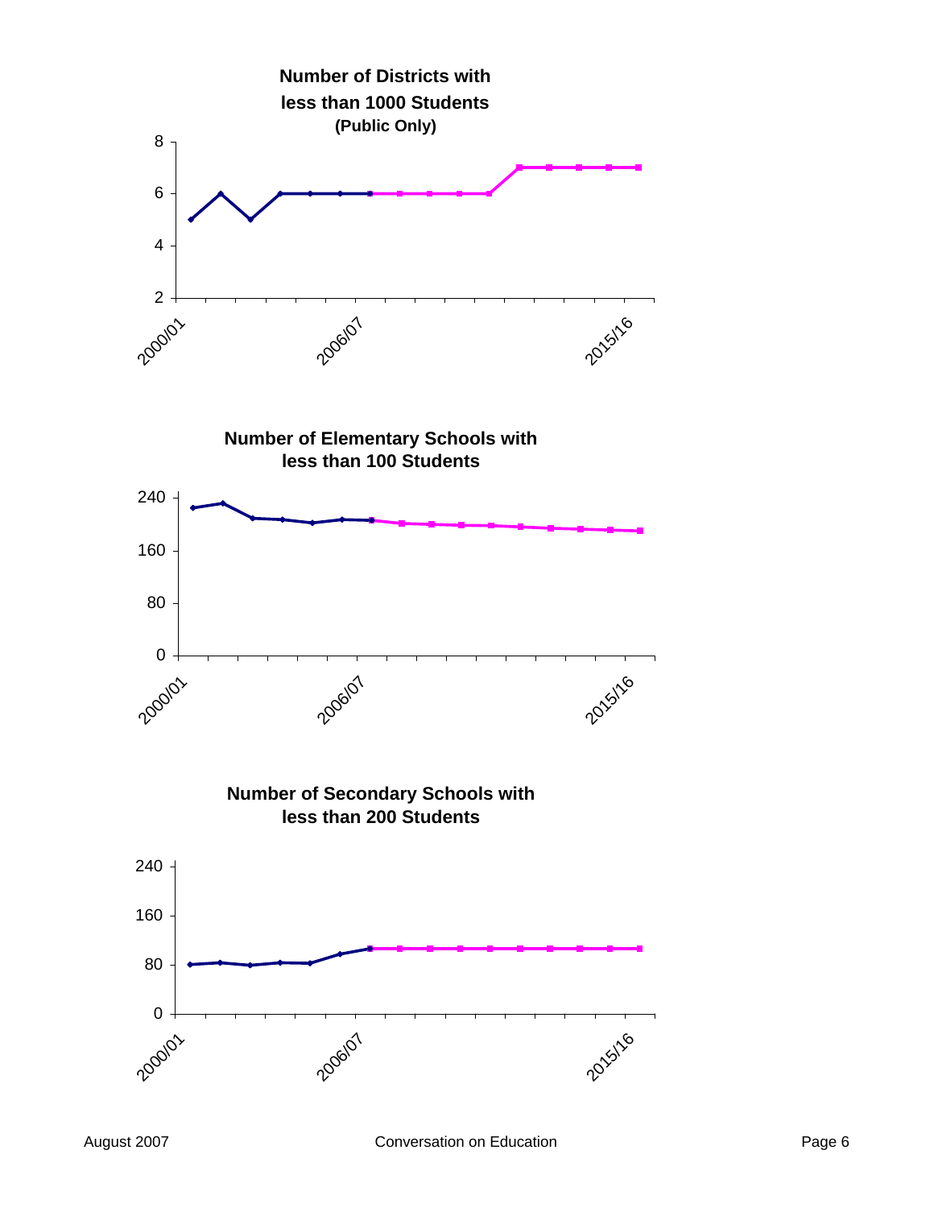**Number of Districts with less than 1000 Students (Public Only)**

8
6
4
2

2000/01 2006/07 2015/16

**Number of Elementary Schools with less than 100 Students**

240
160
80
0

2000/01 2006/07 2015/16

**Number of Secondary Schools with less than 200 Students**

240
160
80
0

2000/01 2006/07 2015/16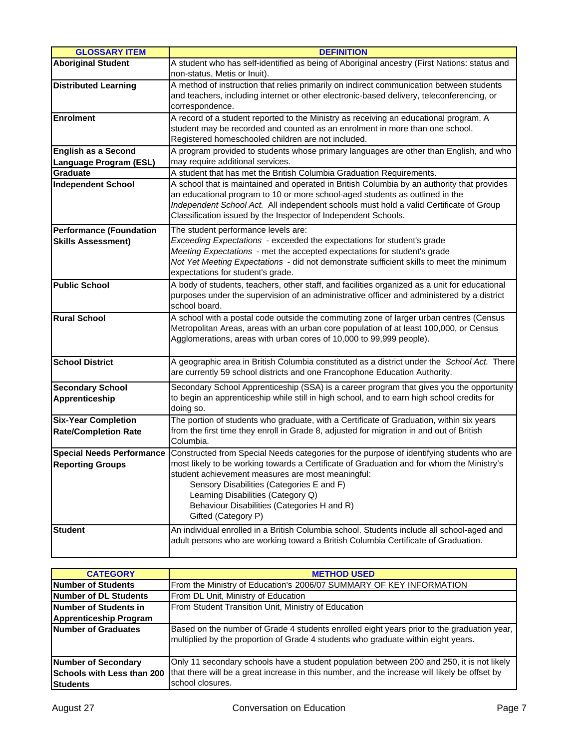| GLOSSARY ITEM | DEFINITION |
| --- | --- |
| **Aboriginal Student** | A student who has self-identified as being of Aboriginal ancestry (First Nations: status and non-status, Metis or Inuit). |
| **Distributed Learning** | A method of instruction that relies primarily on indirect communication between students and teachers, including internet or other electronic-based delivery, teleconferencing, or correspondence. |
| **Enrolment** | A record of a student reported to the Ministry as receiving an educational program. A student may be recorded and counted as an enrolment in more than one school. Registered homeschooled children are not included. |
| **English as a Second Language Program (ESL)** | A program provided to students whose primary languages are other than English, and who may require additional services. |
| **Graduate** | A student that has met the British Columbia Graduation Requirements. |
| **Independent School** | A school that is maintained and operated in British Columbia by an authority that provides an educational program to 10 or more school-aged students as outlined in the *Independent School Act.* All independent schools must hold a valid Certificate of Group Classification issued by the Inspector of Independent Schools. |
| **Performance (Foundation Skills Assessment)** | The student performance levels are:<br>*Exceeding Expectations* - exceeded the expectations for student's grade<br>*Meeting Expectations* - met the accepted expectations for student's grade<br>*Not Yet Meeting Expectations* - did not demonstrate sufficient skills to meet the minimum expectations for student's grade. |
| **Public School** | A body of students, teachers, other staff, and facilities organized as a unit for educational purposes under the supervision of an administrative officer and administered by a district school board. |
| **Rural School** | A school with a postal code outside the commuting zone of larger urban centres (Census Metropolitan Areas, areas with an urban core population of at least 100,000, or Census Agglomerations, areas with urban cores of 10,000 to 99,999 people). |
| **School District** | A geographic area in British Columbia constituted as a district under the *School Act.* There are currently 59 school districts and one Francophone Education Authority. |
| **Secondary School Apprenticeship** | Secondary School Apprenticeship (SSA) is a career program that gives you the opportunity to begin an apprenticeship while still in high school, and to earn high school credits for doing so. |
| **Six-Year Completion Rate/Completion Rate** | The portion of students who graduate, with a Certificate of Graduation, within six years from the first time they enroll in Grade 8, adjusted for migration in and out of British Columbia. |
| **Special Needs Performance Reporting Groups** | Constructed from Special Needs categories for the purpose of identifying students who are most likely to be working towards a Certificate of Graduation and for whom the Ministry's student achievement measures are most meaningful:<br>Sensory Disabilities (Categories E and F)<br>Learning Disabilities (Category Q)<br>Behaviour Disabilities (Categories H and R)<br>Gifted (Category P) |
| **Student** | An individual enrolled in a British Columbia school. Students include all school-aged and adult persons who are working toward a British Columbia Certificate of Graduation. |

| CATEGORY | METHOD USED |
| --- | --- |
| **Number of Students** | From the Ministry of Education's 2006/07 SUMMARY OF KEY INFORMATION |
| **Number of DL Students** | From DL Unit, Ministry of Education |
| **Number of Students in Apprenticeship Program** | From Student Transition Unit, Ministry of Education |
| **Number of Graduates** | Based on the number of Grade 4 students enrolled eight years prior to the graduation year, multiplied by the proportion of Grade 4 students who graduate within eight years. |
| **Number of Secondary Schools with Less than 200 Students** | Only 11 secondary schools have a student population between 200 and 250, it is not likely that there will be a great increase in this number, and the increase will likely be offset by school closures. |